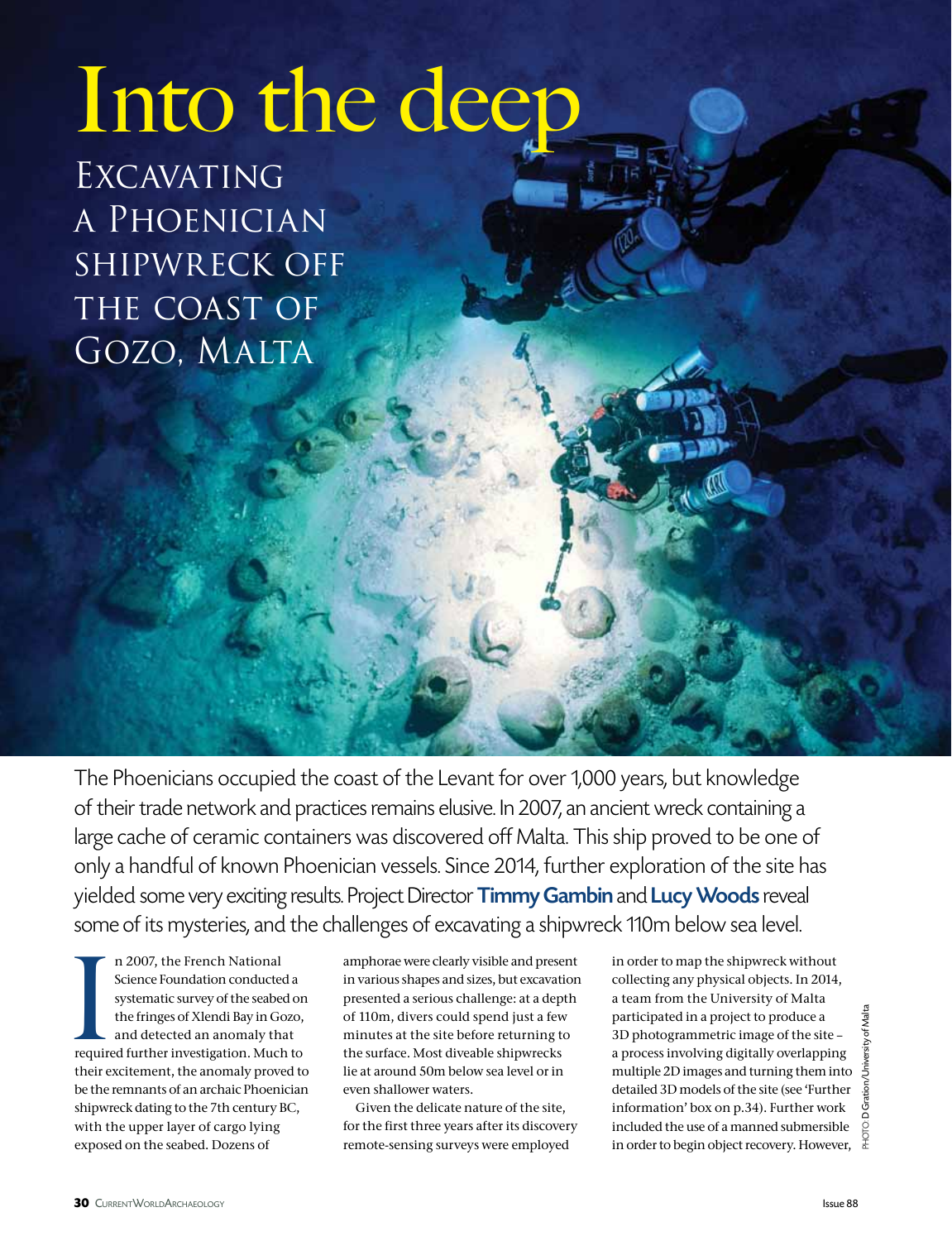# Into the deep

## Excavating a Phoenician shipwreck off the coast of Gozo, Malta

The Phoenicians occupied the coast of the Levant for over 1,000 years, but knowledge of their trade network and practices remains elusive. In 2007, an ancient wreck containing a large cache of ceramic containers was discovered off Malta. This ship proved to be one of only a handful of known Phoenician vessels. Since 2014, further exploration of the site has yielded some very exciting results. Project Director **Timmy Gambin** and **Lucy Woods** reveal some of its mysteries, and the challenges of excavating a shipwreck 110m below sea level.

In 2007, the French National Science Foundation conducted a systematic survey of the seabed on the fringes of Xlendi Bay in Gozo, and detected an anomaly that required further investigation. Much to their excitement, the anomaly proved to be the remnants of an archaic Phoenician shipwreck dating to the 7th century BC, with the upper layer of cargo lying exposed on the seabed. Dozens of amphorae were clearly visible and present in various shapes and sizes, but excavation presented a serious challenge: at a depth of 110m, divers could spend just a few minutes at the site before returning to the surface. Most diveable shipwrecks lie at around 50m below sea level or in even shallower waters.

Given the delicate nature of the site, for the first three years after its discovery remote-sensing surveys were employed in order to map the shipwreck without collecting any physical objects. In 2014, a team from the University of Malta participated in a project to produce a 3D photogrammetric image of the site – a process involving digitally overlapping multiple 2D images and turning them into detailed 3D models of the site (see 'Further information' box on p.34). Further work included the use of a manned submersible in order to begin object recovery. However,

PHOTO: D Gration/University of Malta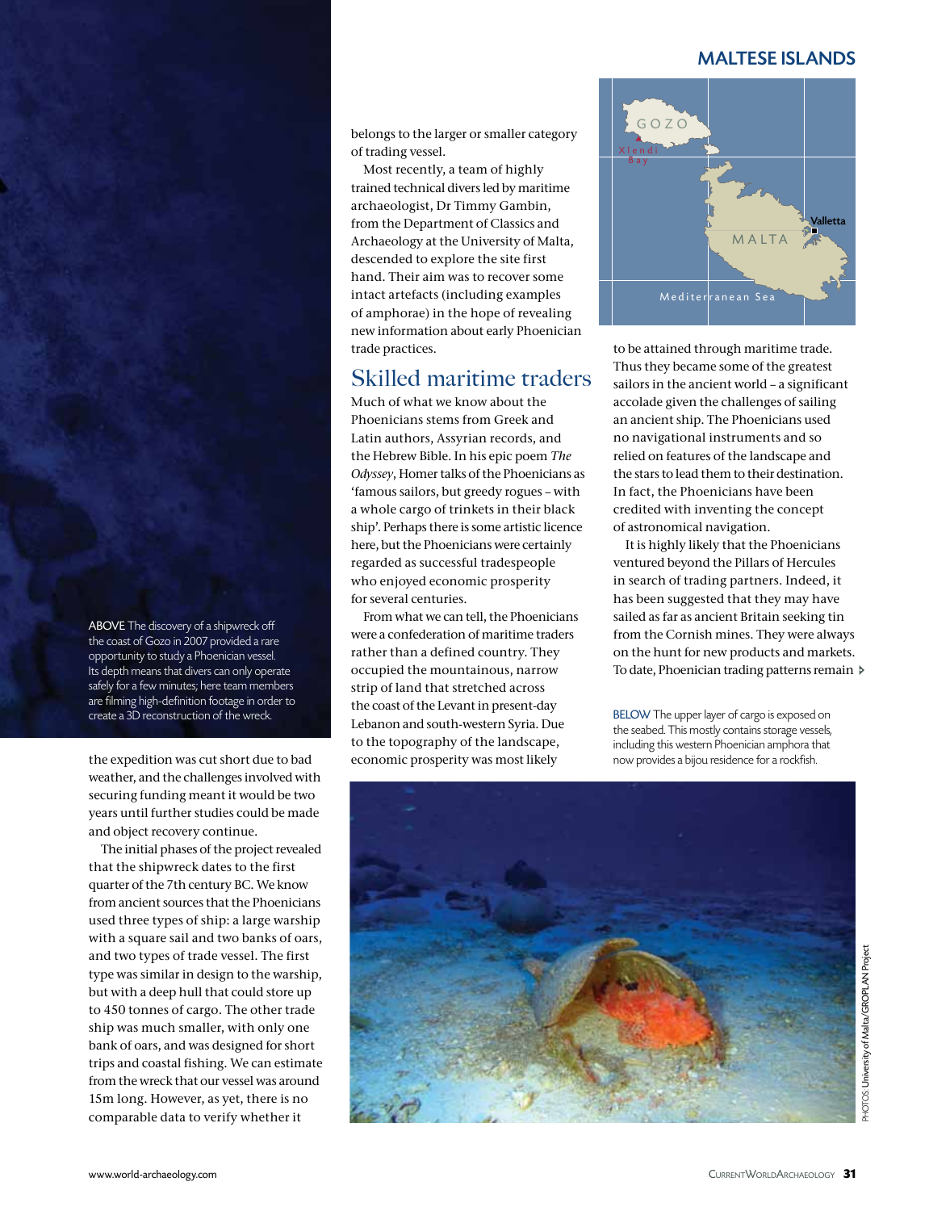ABOVE The discovery of a shipwreck off the coast of Gozo in 2007 provided a rare opportunity to study a Phoenician vessel. Its depth means that divers can only operate safely for a few minutes; here team members are filming high-definition footage in order to create a 3D reconstruction of the wreck.

the expedition was cut short due to bad weather, and the challenges involved with securing funding meant it would be two years until further studies could be made and object recovery continue.

The initial phases of the project revealed that the shipwreck dates to the first quarter of the 7th century BC. We know from ancient sources that the Phoenicians used three types of ship: a large warship with a square sail and two banks of oars, and two types of trade vessel. The first type was similar in design to the warship, but with a deep hull that could store up to 450 tonnes of cargo. The other trade ship was much smaller, with only one bank of oars, and was designed for short trips and coastal fishing. We can estimate from the wreck that our vessel was around 15m long. However, as yet, there is no comparable data to verify whether it belongs to the larger or smaller category of trading vessel.

Most recently, a team of highly trained technical divers led by maritime archaeologist, Dr Timmy Gambin, from the Department of Classics and Archaeology at the University of Malta, descended to explore the site first hand. Their aim was to recover some intact artefacts (including examples of amphorae) in the hope of revealing new information about early Phoenician trade practices.

## Skilled maritime traders

Much of what we know about the Phoenicians stems from Greek and Latin authors, Assyrian records, and the Hebrew Bible. In his epic poem *The Odyssey*, Homer talks of the Phoenicians as 'famous sailors, but greedy rogues – with a whole cargo of trinkets in their black ship'. Perhaps there is some artistic licence here, but the Phoenicians were certainly regarded as successful tradespeople who enjoyed economic prosperity for several centuries.

From what we can tell, the Phoenicians were a confederation of maritime traders rather than a defined country. They occupied the mountainous, narrow strip of land that stretched across the coast of the Levant in present-day Lebanon and south-western Syria. Due to the topography of the landscape, economic prosperity was most likely to be attained through maritime trade. Thus they became some of the greatest sailors in the ancient world – a significant accolade given the challenges of sailing an ancient ship. The Phoenicians used no navigational instruments and so relied on features of the landscape and the stars to lead them to their destination. In fact, the Phoenicians have been credited with inventing the concept of astronomical navigation.

It is highly likely that the Phoenicians ventured beyond the Pillars of Hercules in search of trading partners. Indeed, it has been suggested that they may have sailed as far as ancient Britain seeking tin from the Cornish mines. They were always on the hunt for new products and markets. To date, Phoenician trading patterns remain

BELOW The upper layer of cargo is exposed on the seabed. This mostly contains storage vessels, including this western Phoenician amphora that now provides a bijou residence for a rockfish.

PHOTOS: University of Malta/GROPLAN Project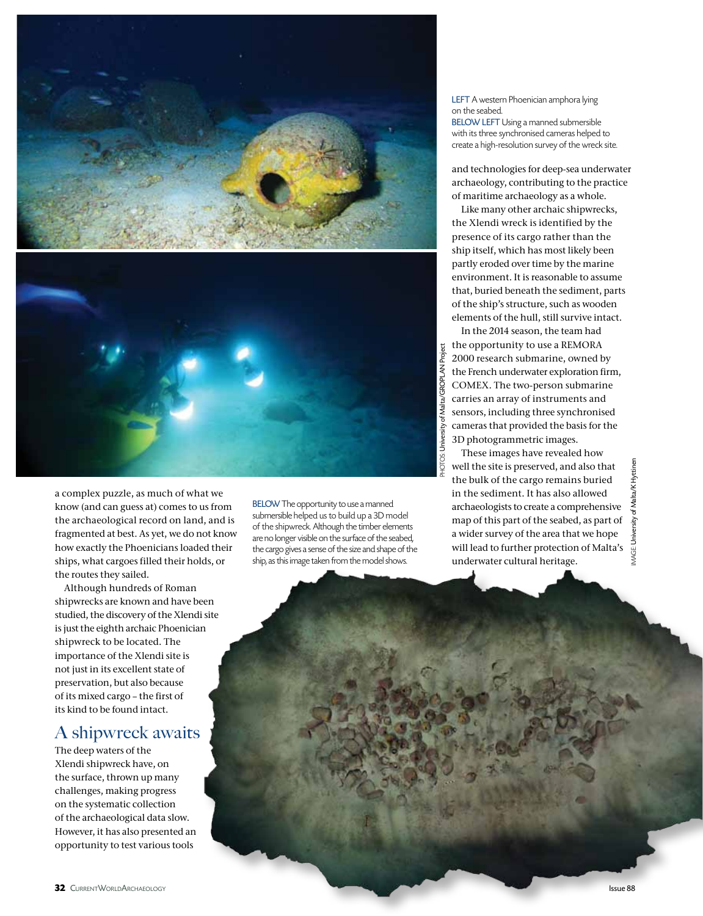LEFT A western Phoenician amphora lying on the seabed.
BELOW LEFT Using a manned submersible with its three synchronised cameras helped to create a high-resolution survey of the wreck site.

PHOTOS: University of Malta/GROPLAN Project

a complex puzzle, as much of what we know (and can guess at) comes to us from the archaeological record on land, and is fragmented at best. As yet, we do not know how exactly the Phoenicians loaded their ships, what cargoes filled their holds, or the routes they sailed.

Although hundreds of Roman shipwrecks are known and have been studied, the discovery of the Xlendi site is just the eighth archaic Phoenician shipwreck to be located. The importance of the Xlendi site is not just in its excellent state of preservation, but also because of its mixed cargo – the first of its kind to be found intact.

## A shipwreck awaits

The deep waters of the Xlendi shipwreck have, on the surface, thrown up many challenges, making progress on the systematic collection of the archaeological data slow. However, it has also presented an opportunity to test various tools and technologies for deep-sea underwater archaeology, contributing to the practice of maritime archaeology as a whole.

Like many other archaic shipwrecks, the Xlendi wreck is identified by the presence of its cargo rather than the ship itself, which has most likely been partly eroded over time by the marine environment. It is reasonable to assume that, buried beneath the sediment, parts of the ship's structure, such as wooden elements of the hull, still survive intact.

In the 2014 season, the team had the opportunity to use a REMORA 2000 research submarine, owned by the French underwater exploration firm, COMEX. The two-person submarine carries an array of instruments and sensors, including three synchronised cameras that provided the basis for the 3D photogrammetric images.

These images have revealed how well the site is preserved, and also that the bulk of the cargo remains buried in the sediment. It has also allowed archaeologists to create a comprehensive map of this part of the seabed, as part of a wider survey of the area that we hope will lead to further protection of Malta's underwater cultural heritage.

BELOW The opportunity to use a manned submersible helped us to build up a 3D model of the shipwreck. Although the timber elements are no longer visible on the surface of the seabed, the cargo gives a sense of the size and shape of the ship, as this image taken from the model shows.

IMAGE: University of Malta/K Hyttinen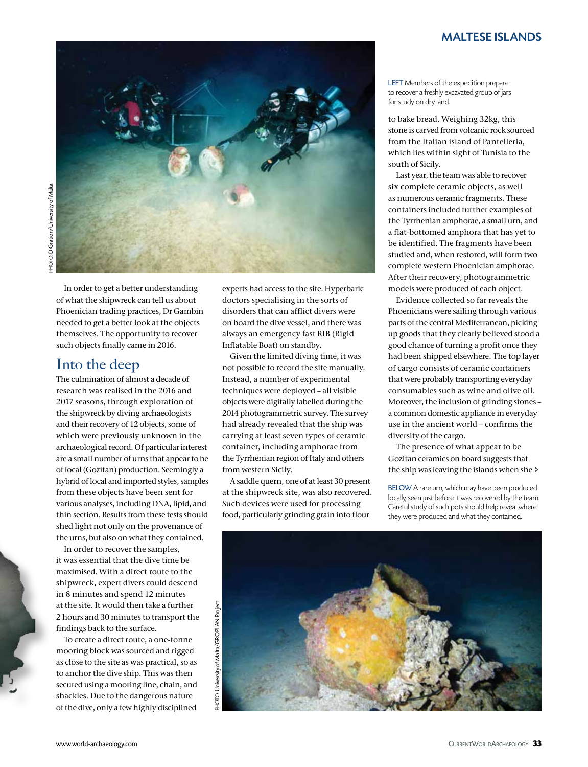LEFT Members of the expedition prepare to recover a freshly excavated group of jars for study on dry land.

PHOTO D Gration/University of Malta

In order to get a better understanding of what the shipwreck can tell us about Phoenician trading practices, Dr Gambin needed to get a better look at the objects themselves. The opportunity to recover such objects finally came in 2016.

## Into the deep

The culmination of almost a decade of research was realised in the 2016 and 2017 seasons, through exploration of the shipwreck by diving archaeologists and their recovery of 12 objects, some of which were previously unknown in the archaeological record. Of particular interest are a small number of urns that appear to be of local (Gozitan) production. Seemingly a hybrid of local and imported styles, samples from these objects have been sent for various analyses, including DNA, lipid, and thin section. Results from these tests should shed light not only on the provenance of the urns, but also on what they contained.

In order to recover the samples, it was essential that the dive time be maximised. With a direct route to the shipwreck, expert divers could descend in 8 minutes and spend 12 minutes at the site. It would then take a further 2 hours and 30 minutes to transport the findings back to the surface.

To create a direct route, a one-tonne mooring block was sourced and rigged as close to the site as was practical, so as to anchor the dive ship. This was then secured using a mooring line, chain, and shackles. Due to the dangerous nature of the dive, only a few highly disciplined experts had access to the site. Hyperbaric doctors specialising in the sorts of disorders that can afflict divers were on board the dive vessel, and there was always an emergency fast RIB (Rigid Inflatable Boat) on standby.

Given the limited diving time, it was not possible to record the site manually. Instead, a number of experimental techniques were deployed – all visible objects were digitally labelled during the 2014 photogrammetric survey. The survey had already revealed that the ship was carrying at least seven types of ceramic container, including amphorae from the Tyrrhenian region of Italy and others from western Sicily.

A saddle quern, one of at least 30 present at the shipwreck site, was also recovered. Such devices were used for processing food, particularly grinding grain into flour to bake bread. Weighing 32kg, this stone is carved from volcanic rock sourced from the Italian island of Pantelleria, which lies within sight of Tunisia to the south of Sicily.

Last year, the team was able to recover six complete ceramic objects, as well as numerous ceramic fragments. These containers included further examples of the Tyrrhenian amphorae, a small urn, and a flat-bottomed amphora that has yet to be identified. The fragments have been studied and, when restored, will form two complete western Phoenician amphorae. After their recovery, photogrammetric models were produced of each object.

Evidence collected so far reveals the Phoenicians were sailing through various parts of the central Mediterranean, picking up goods that they clearly believed stood a good chance of turning a profit once they had been shipped elsewhere. The top layer of cargo consists of ceramic containers that were probably transporting everyday consumables such as wine and olive oil. Moreover, the inclusion of grinding stones – a common domestic appliance in everyday use in the ancient world – confirms the diversity of the cargo.

The presence of what appear to be Gozitan ceramics on board suggests that the ship was leaving the islands when she ▸

BELOW A rare urn, which may have been produced locally, seen just before it was recovered by the team. Careful study of such pots should help reveal where they were produced and what they contained.

PHOTO University of Malta/GROPLAN Project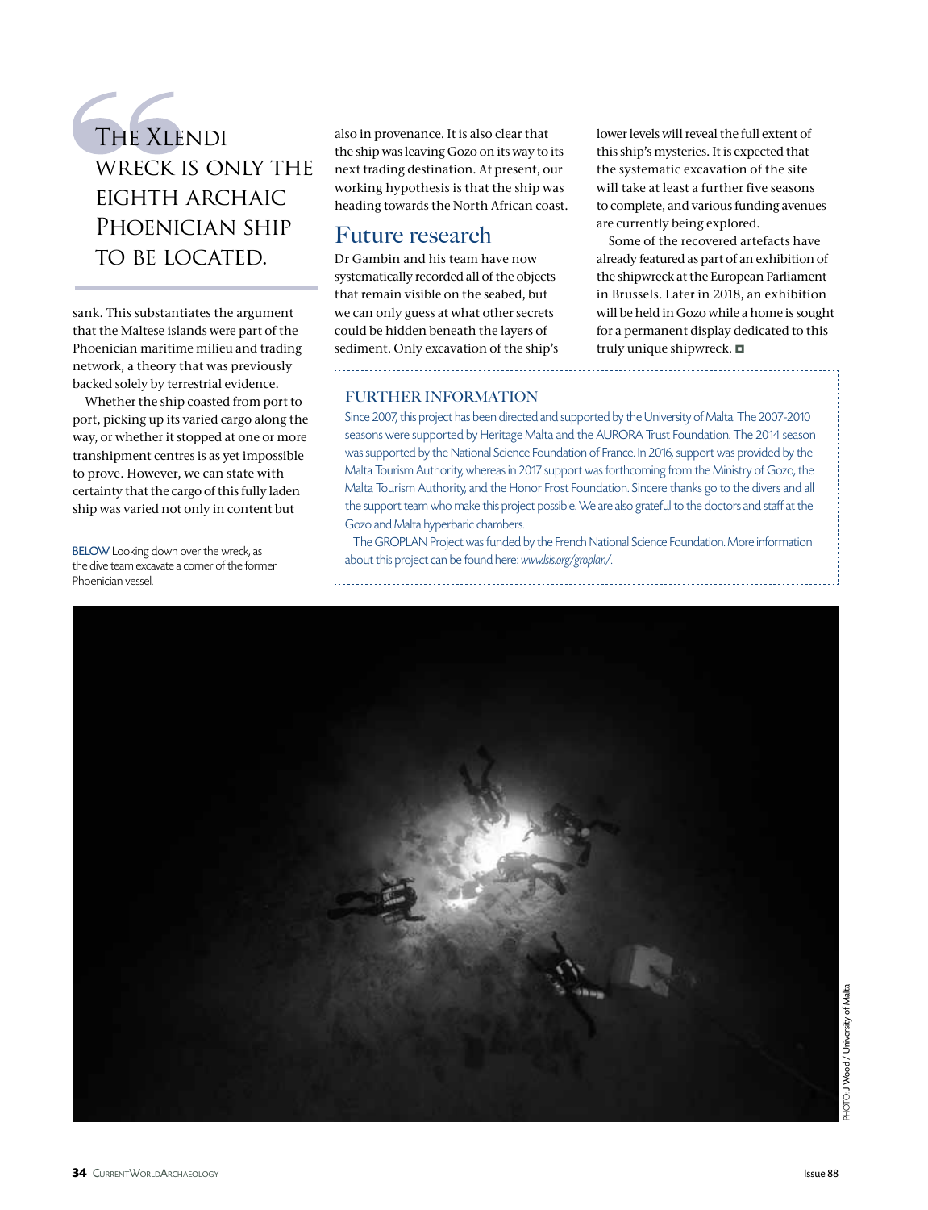> The Xlendi wreck is only the eighth archaic Phoenician ship to be located.

sank. This substantiates the argument that the Maltese islands were part of the Phoenician maritime milieu and trading network, a theory that was previously backed solely by terrestrial evidence.

Whether the ship coasted from port to port, picking up its varied cargo along the way, or whether it stopped at one or more transhipment centres is as yet impossible to prove. However, we can state with certainty that the cargo of this fully laden ship was varied not only in content but also in provenance. It is also clear that the ship was leaving Gozo on its way to its next trading destination. At present, our working hypothesis is that the ship was heading towards the North African coast.

## Future research

Dr Gambin and his team have now systematically recorded all of the objects that remain visible on the seabed, but we can only guess at what other secrets could be hidden beneath the layers of sediment. Only excavation of the ship's lower levels will reveal the full extent of this ship's mysteries. It is expected that the systematic excavation of the site will take at least a further five seasons to complete, and various funding avenues are currently being explored.

Some of the recovered artefacts have already featured as part of an exhibition of the shipwreck at the European Parliament in Brussels. Later in 2018, an exhibition will be held in Gozo while a home is sought for a permanent display dedicated to this truly unique shipwreck. ◘

### FURTHER INFORMATION

Since 2007, this project has been directed and supported by the University of Malta. The 2007-2010 seasons were supported by Heritage Malta and the AURORA Trust Foundation. The 2014 season was supported by the National Science Foundation of France. In 2016, support was provided by the Malta Tourism Authority, whereas in 2017 support was forthcoming from the Ministry of Gozo, the Malta Tourism Authority, and the Honor Frost Foundation. Sincere thanks go to the divers and all the support team who make this project possible. We are also grateful to the doctors and staff at the Gozo and Malta hyperbaric chambers.

The GROPLAN Project was funded by the French National Science Foundation. More information about this project can be found here: *www.lsis.org/groplan/*.

BELOW Looking down over the wreck, as the dive team excavate a corner of the former Phoenician vessel.

PHOTO J Wood / University of Malta